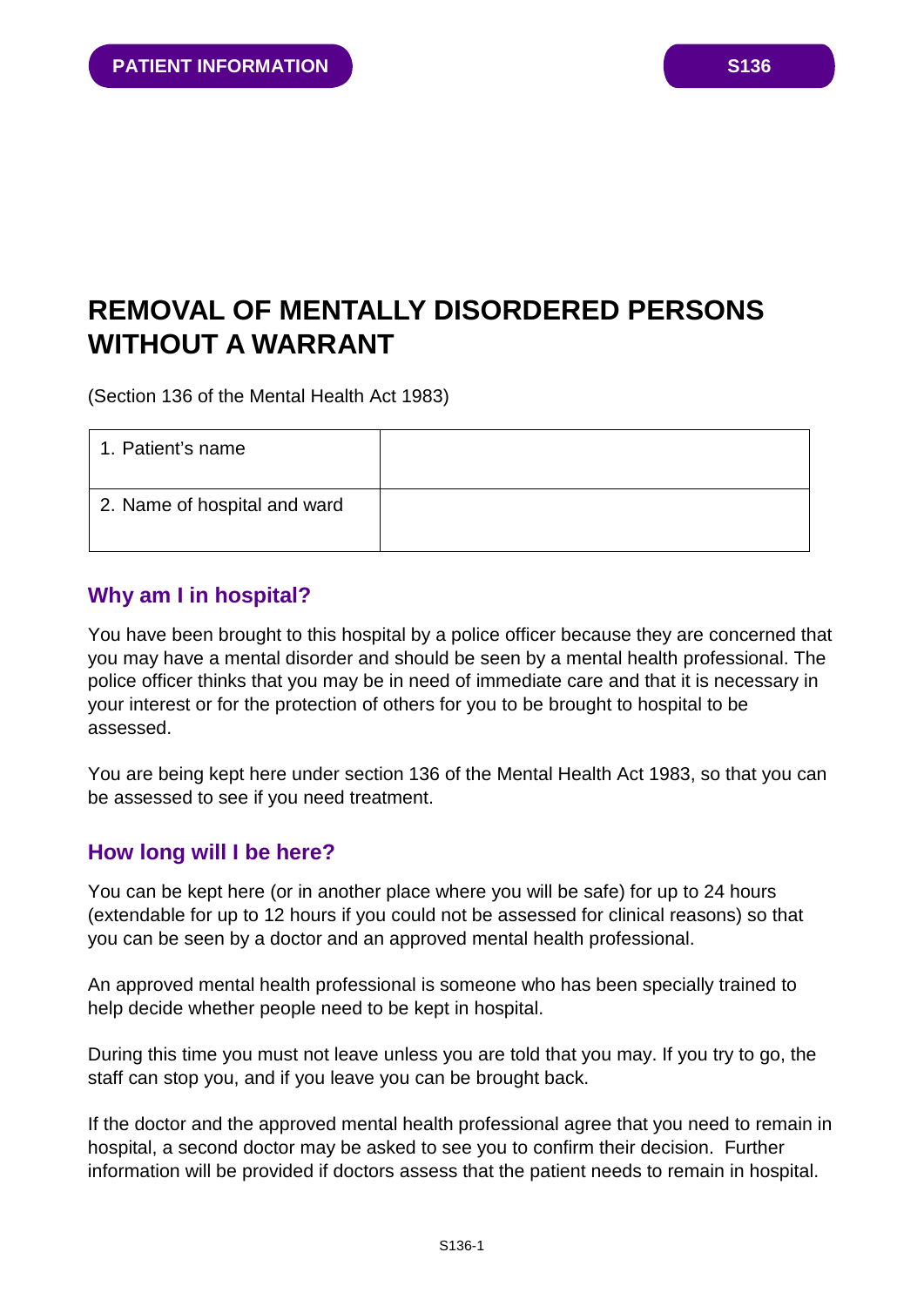PATIENT INFORMATION

S136

# REMOVAL OF MENTALLY DISORDERED PERSONS WITHOUT A WARRANT

(Section 136 of the Mental Health Act 1983)

| 1. Patient's name | |
|---|---|
| 2. Name of hospital and ward | |

## Why am I in hospital?

You have been brought to this hospital by a police officer because they are concerned that you may have a mental disorder and should be seen by a mental health professional. The police officer thinks that you may be in need of immediate care and that it is necessary in your interest or for the protection of others for you to be brought to hospital to be assessed.

You are being kept here under section 136 of the Mental Health Act 1983, so that you can be assessed to see if you need treatment.

## How long will I be here?

You can be kept here (or in another place where you will be safe) for up to 24 hours (extendable for up to 12 hours if you could not be assessed for clinical reasons) so that you can be seen by a doctor and an approved mental health professional.

An approved mental health professional is someone who has been specially trained to help decide whether people need to be kept in hospital.

During this time you must not leave unless you are told that you may. If you try to go, the staff can stop you, and if you leave you can be brought back.

If the doctor and the approved mental health professional agree that you need to remain in hospital, a second doctor may be asked to see you to confirm their decision. Further information will be provided if doctors assess that the patient needs to remain in hospital.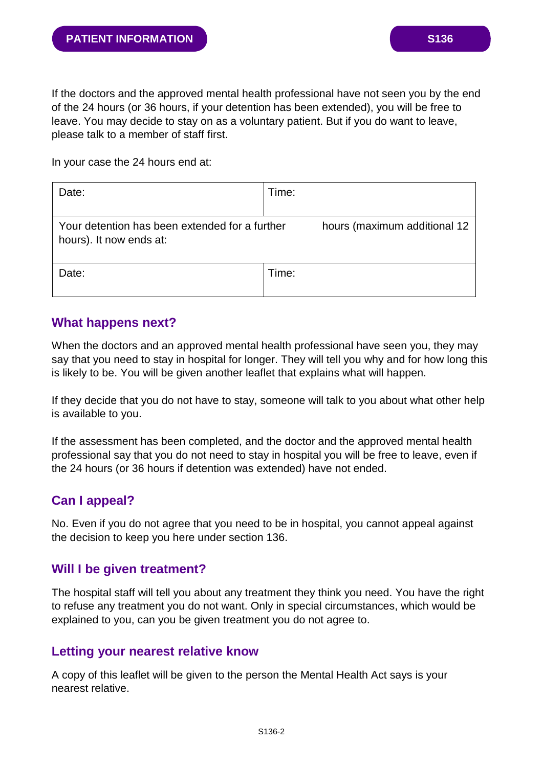If the doctors and the approved mental health professional have not seen you by the end of the 24 hours (or 36 hours, if your detention has been extended), you will be free to leave. You may decide to stay on as a voluntary patient. But if you do want to leave, please talk to a member of staff first.

In your case the 24 hours end at:

| Date: | Time: |
|---|---|
| Your detention has been extended for a further | hours (maximum additional 12 hours). It now ends at: |
| Date: | Time: |

## What happens next?

When the doctors and an approved mental health professional have seen you, they may say that you need to stay in hospital for longer. They will tell you why and for how long this is likely to be. You will be given another leaflet that explains what will happen.

If they decide that you do not have to stay, someone will talk to you about what other help is available to you.

If the assessment has been completed, and the doctor and the approved mental health professional say that you do not need to stay in hospital you will be free to leave, even if the 24 hours (or 36 hours if detention was extended) have not ended.

## Can I appeal?

No. Even if you do not agree that you need to be in hospital, you cannot appeal against the decision to keep you here under section 136.

## Will I be given treatment?

The hospital staff will tell you about any treatment they think you need. You have the right to refuse any treatment you do not want. Only in special circumstances, which would be explained to you, can you be given treatment you do not agree to.

## Letting your nearest relative know

A copy of this leaflet will be given to the person the Mental Health Act says is your nearest relative.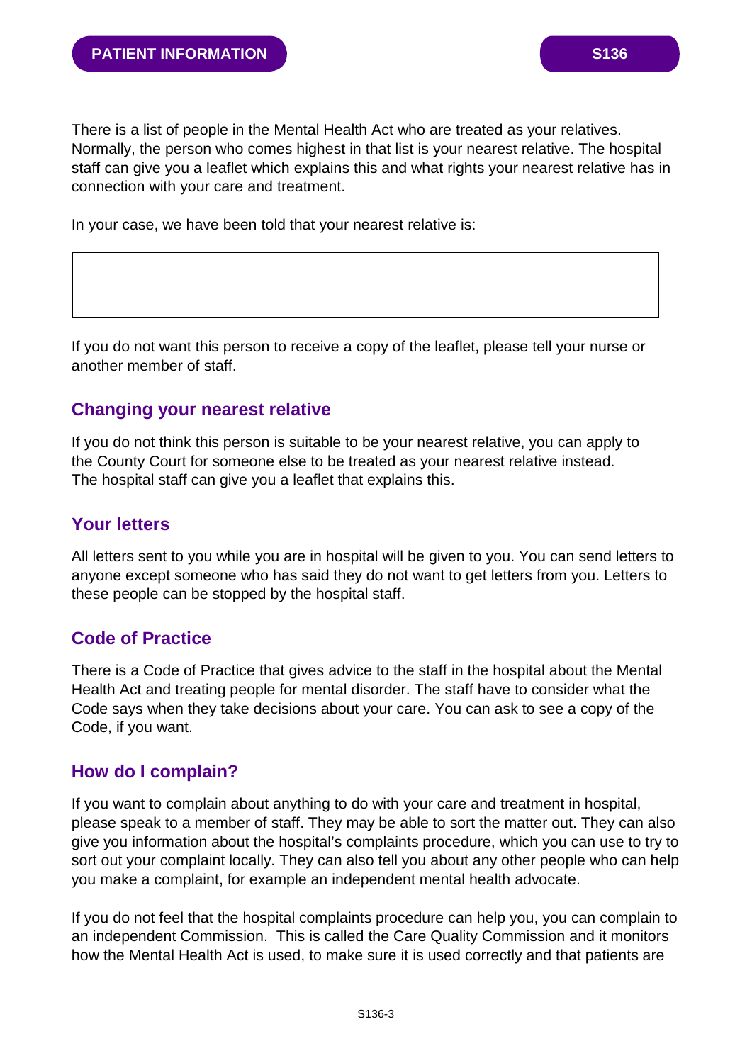There is a list of people in the Mental Health Act who are treated as your relatives. Normally, the person who comes highest in that list is your nearest relative. The hospital staff can give you a leaflet which explains this and what rights your nearest relative has in connection with your care and treatment.

In your case, we have been told that your nearest relative is:

| |
|---|
| |

If you do not want this person to receive a copy of the leaflet, please tell your nurse or another member of staff.

## Changing your nearest relative

If you do not think this person is suitable to be your nearest relative, you can apply to the County Court for someone else to be treated as your nearest relative instead. The hospital staff can give you a leaflet that explains this.

## Your letters

All letters sent to you while you are in hospital will be given to you. You can send letters to anyone except someone who has said they do not want to get letters from you. Letters to these people can be stopped by the hospital staff.

## Code of Practice

There is a Code of Practice that gives advice to the staff in the hospital about the Mental Health Act and treating people for mental disorder. The staff have to consider what the Code says when they take decisions about your care. You can ask to see a copy of the Code, if you want.

## How do I complain?

If you want to complain about anything to do with your care and treatment in hospital, please speak to a member of staff. They may be able to sort the matter out. They can also give you information about the hospital's complaints procedure, which you can use to try to sort out your complaint locally. They can also tell you about any other people who can help you make a complaint, for example an independent mental health advocate.

If you do not feel that the hospital complaints procedure can help you, you can complain to an independent Commission. This is called the Care Quality Commission and it monitors how the Mental Health Act is used, to make sure it is used correctly and that patients are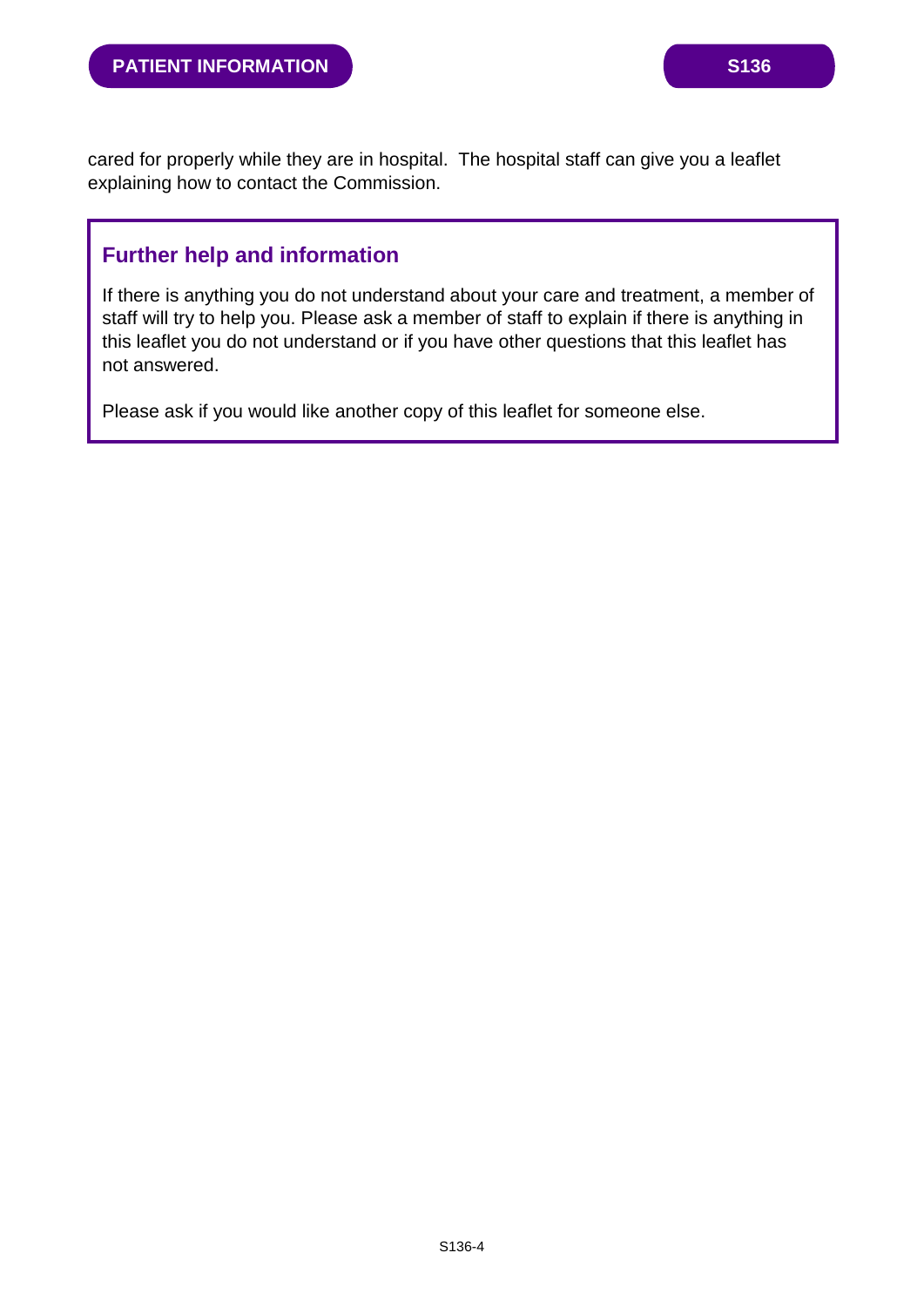cared for properly while they are in hospital. The hospital staff can give you a leaflet explaining how to contact the Commission.

## Further help and information

If there is anything you do not understand about your care and treatment, a member of staff will try to help you. Please ask a member of staff to explain if there is anything in this leaflet you do not understand or if you have other questions that this leaflet has not answered.

Please ask if you would like another copy of this leaflet for someone else.